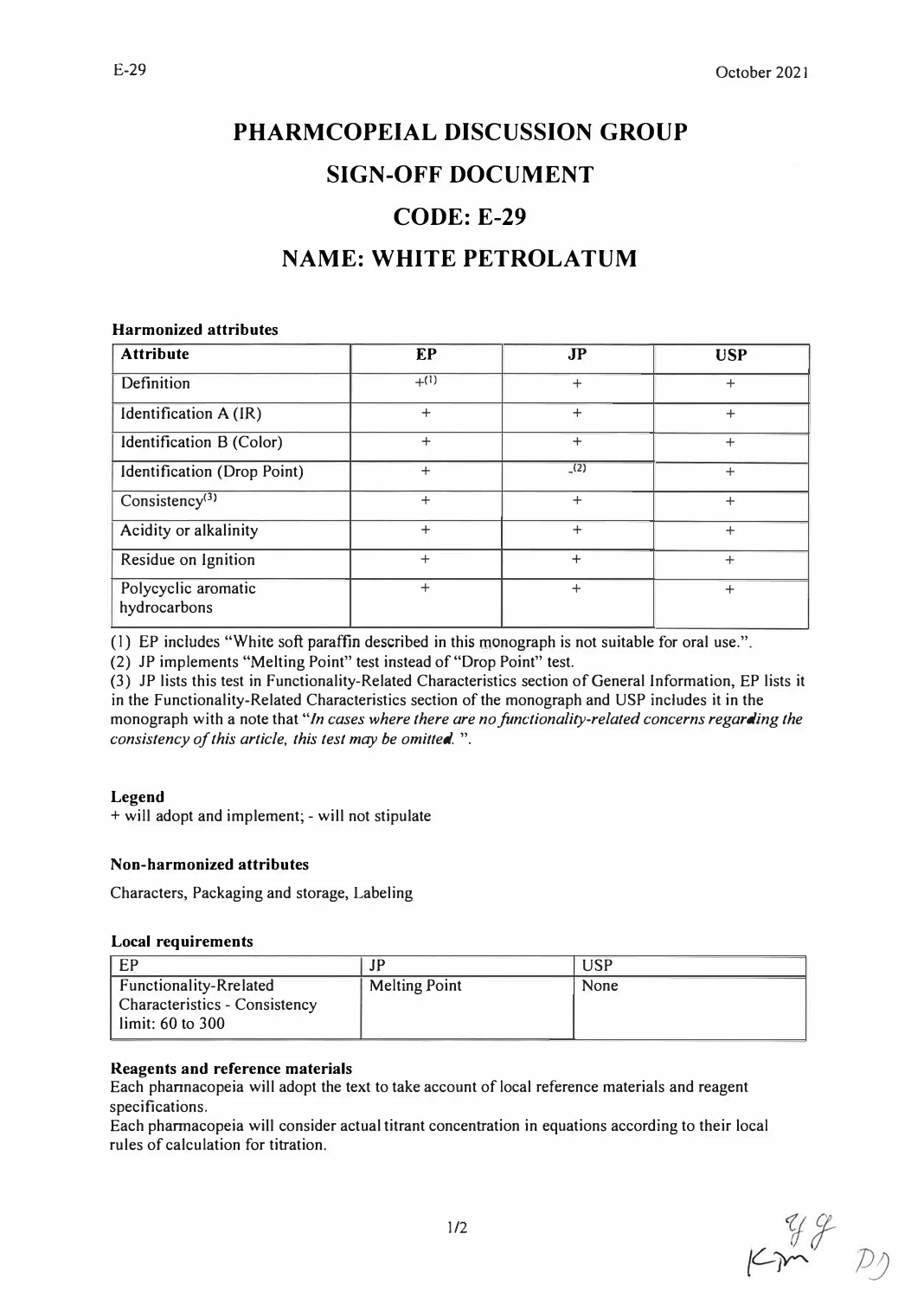# PHARMCOPEIAL DISCUSSION GROUP

# SIGN-OFF DOCUMENT

# CODE: E-29

# NAME: WHITE PETROLATUM

**Harmonized attributes**

| Attribute | EP | JP | USP |
|---|---|---|---|
| Definition | +(1) | + | + |
| Identification A (IR) | + | + | + |
| Identification B (Color) | + | + | + |
| Identification (Drop Point) | + | -(2) | + |
| Consistency(3) | + | + | + |
| Acidity or alkalinity | + | + | + |
| Residue on Ignition | + | + | + |
| Polycyclic aromatic hydrocarbons | + | + | + |

(1) EP includes "White soft paraffin described in this monograph is not suitable for oral use.".

(2) JP implements "Melting Point" test instead of "Drop Point" test.

(3) JP lists this test in Functionality-Related Characteristics section of General Information, EP lists it in the Functionality-Related Characteristics section of the monograph and USP includes it in the monograph with a note that "*In cases where there are no functionality-related concerns regarding the consistency of this article, this test may be omitted.* ".

**Legend**

+ will adopt and implement; - will not stipulate

**Non-harmonized attributes**

Characters, Packaging and storage, Labeling

**Local requirements**

| EP | JP | USP |
|---|---|---|
| Functionality-Rrelated Characteristics - Consistency limit: 60 to 300 | Melting Point | None |

**Reagents and reference materials**

Each pharmacopeia will adopt the text to take account of local reference materials and reagent specifications.

Each pharmacopeia will consider actual titrant concentration in equations according to their local rules of calculation for titration.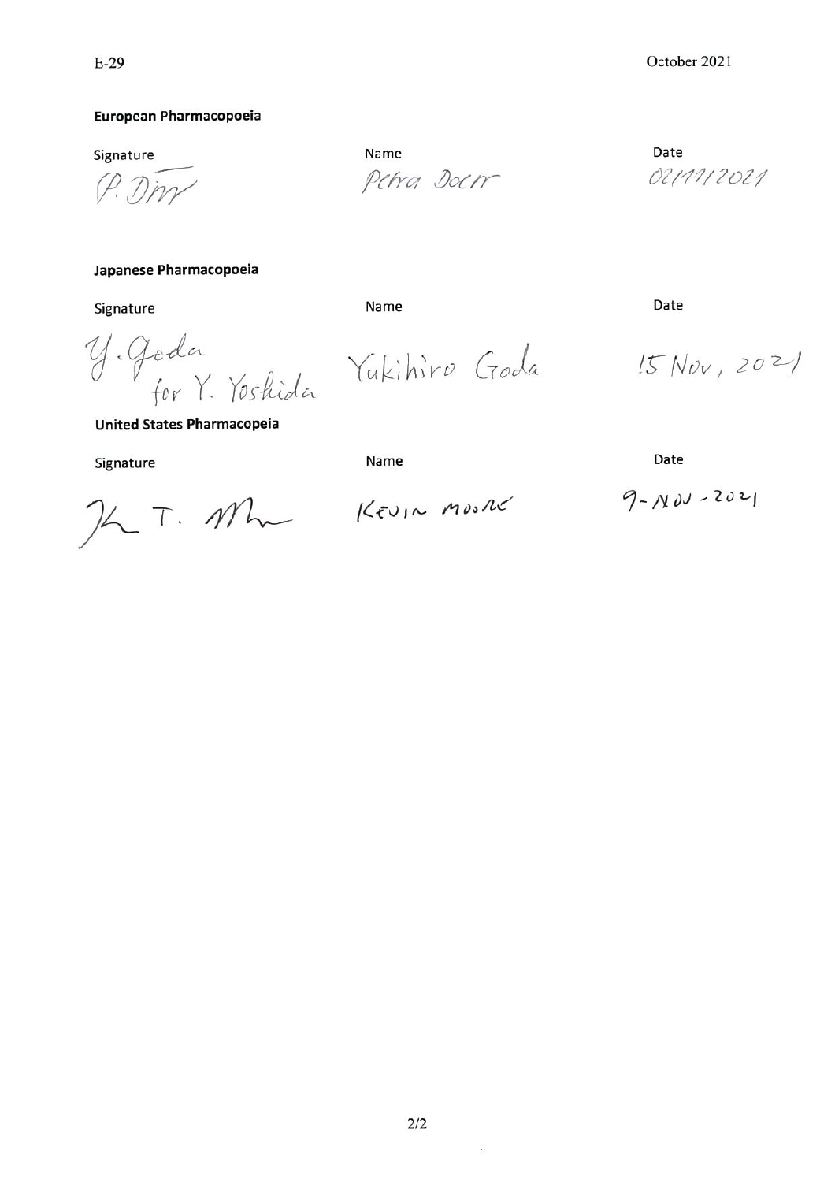**European Pharmacopoeia**

| Signature | Name | Date |
|---|---|---|
| P. Dörr | Petra Doerr | 02/11/2021 |

**Japanese Pharmacopoeia**

| Signature | Name | Date |
|---|---|---|
| Y. Goda for Y. Yoshida | Yukihiro Goda | 15 Nov, 2021 |

**United States Pharmacopeia**

| Signature | Name | Date |
|---|---|---|
| K. T. Moore | KEVIN MOORE | 9-NOV-2021 |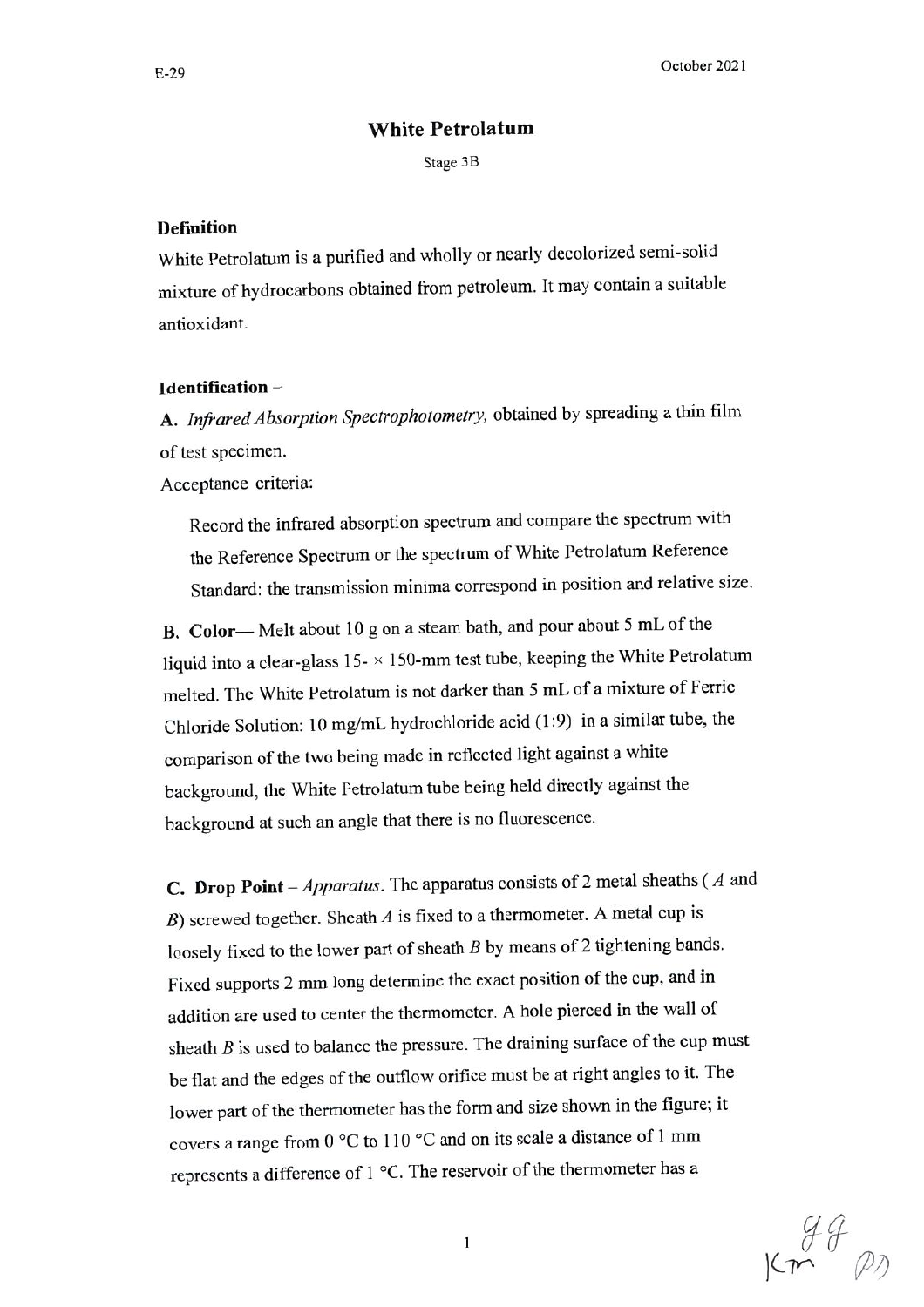# White Petrolatum

Stage 3B

## Definition

White Petrolatum is a purified and wholly or nearly decolorized semi-solid mixture of hydrocarbons obtained from petroleum. It may contain a suitable antioxidant.

## Identification –

**A.** *Infrared Absorption Spectrophotometry,* obtained by spreading a thin film of test specimen.

Acceptance criteria:

Record the infrared absorption spectrum and compare the spectrum with the Reference Spectrum or the spectrum of White Petrolatum Reference Standard: the transmission minima correspond in position and relative size.

**B. Color**— Melt about 10 g on a steam bath, and pour about 5 mL of the liquid into a clear-glass 15- × 150-mm test tube, keeping the White Petrolatum melted. The White Petrolatum is not darker than 5 mL of a mixture of Ferric Chloride Solution: 10 mg/mL hydrochloride acid (1:9) in a similar tube, the comparison of the two being made in reflected light against a white background, the White Petrolatum tube being held directly against the background at such an angle that there is no fluorescence.

**C. Drop Point** – *Apparatus*. The apparatus consists of 2 metal sheaths ( *A* and *B*) screwed together. Sheath *A* is fixed to a thermometer. A metal cup is loosely fixed to the lower part of sheath *B* by means of 2 tightening bands. Fixed supports 2 mm long determine the exact position of the cup, and in addition are used to center the thermometer. A hole pierced in the wall of sheath *B* is used to balance the pressure. The draining surface of the cup must be flat and the edges of the outflow orifice must be at right angles to it. The lower part of the thermometer has the form and size shown in the figure; it covers a range from 0 °C to 110 °C and on its scale a distance of 1 mm represents a difference of 1 °C. The reservoir of the thermometer has a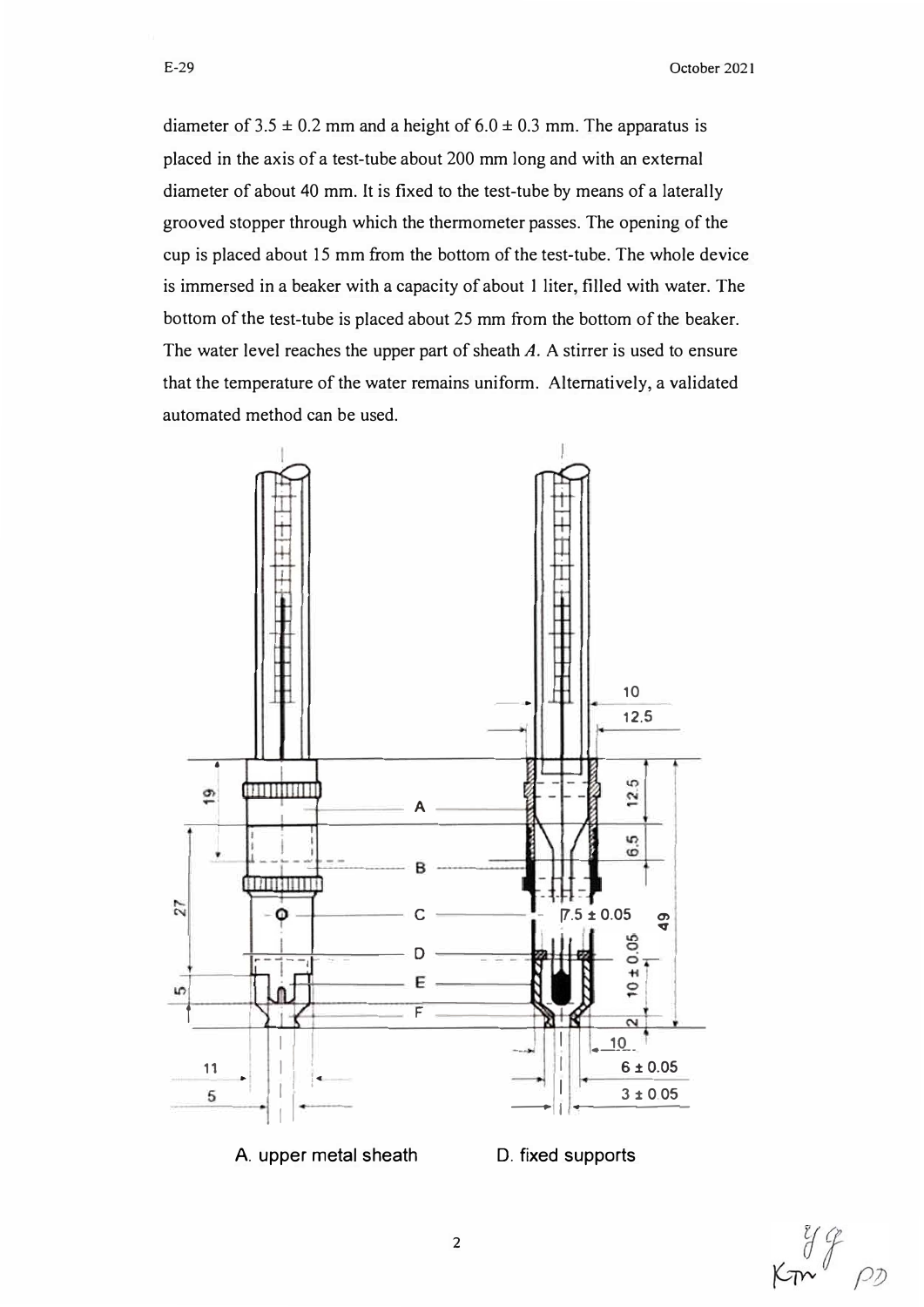diameter of 3.5 ± 0.2 mm and a height of 6.0 ± 0.3 mm. The apparatus is placed in the axis of a test-tube about 200 mm long and with an external diameter of about 40 mm. It is fixed to the test-tube by means of a laterally grooved stopper through which the thermometer passes. The opening of the cup is placed about 15 mm from the bottom of the test-tube. The whole device is immersed in a beaker with a capacity of about 1 liter, filled with water. The bottom of the test-tube is placed about 25 mm from the bottom of the beaker. The water level reaches the upper part of sheath *A*. A stirrer is used to ensure that the temperature of the water remains uniform. Alternatively, a validated automated method can be used.

A. upper metal sheath D. fixed supports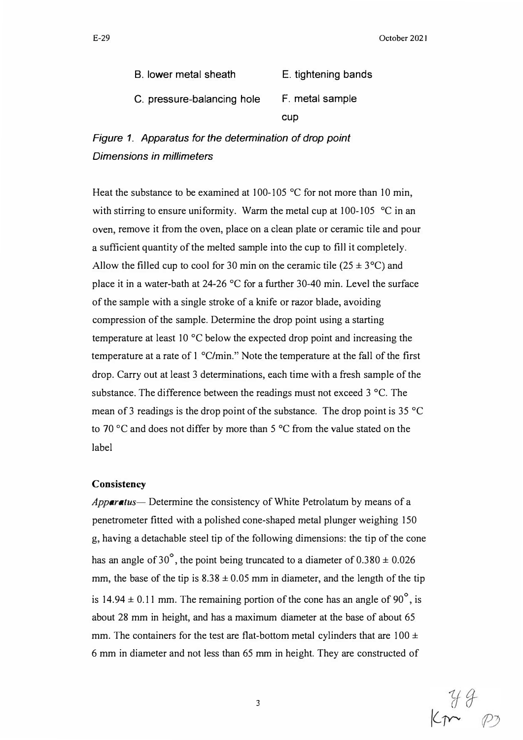B. lower metal sheath E. tightening bands

C. pressure-balancing hole F. metal sample cup

*Figure 1. Apparatus for the determination of drop point Dimensions in millimeters*

Heat the substance to be examined at 100-105 °C for not more than 10 min, with stirring to ensure uniformity. Warm the metal cup at 100-105 °C in an oven, remove it from the oven, place on a clean plate or ceramic tile and pour a sufficient quantity of the melted sample into the cup to fill it completely. Allow the filled cup to cool for 30 min on the ceramic tile (25 ± 3°C) and place it in a water-bath at 24-26 °C for a further 30-40 min. Level the surface of the sample with a single stroke of a knife or razor blade, avoiding compression of the sample. Determine the drop point using a starting temperature at least 10 °C below the expected drop point and increasing the temperature at a rate of 1 °C/min." Note the temperature at the fall of the first drop. Carry out at least 3 determinations, each time with a fresh sample of the substance. The difference between the readings must not exceed 3 °C. The mean of 3 readings is the drop point of the substance. The drop point is 35 °C to 70 °C and does not differ by more than 5 °C from the value stated on the label

**Consistency**

*Apparatus*— Determine the consistency of White Petrolatum by means of a penetrometer fitted with a polished cone-shaped metal plunger weighing 150 g, having a detachable steel tip of the following dimensions: the tip of the cone has an angle of 30°, the point being truncated to a diameter of 0.380 ± 0.026 mm, the base of the tip is 8.38 ± 0.05 mm in diameter, and the length of the tip is 14.94 ± 0.11 mm. The remaining portion of the cone has an angle of 90°, is about 28 mm in height, and has a maximum diameter at the base of about 65 mm. The containers for the test are flat-bottom metal cylinders that are 100 ± 6 mm in diameter and not less than 65 mm in height. They are constructed of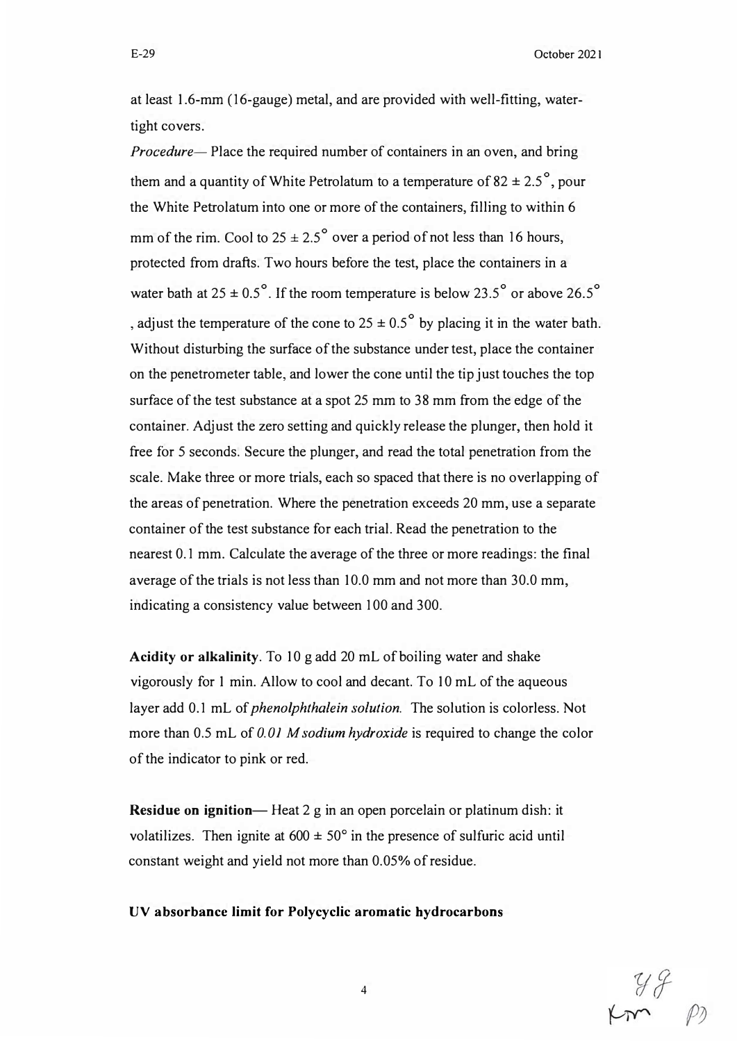at least 1.6-mm (16-gauge) metal, and are provided with well-fitting, water-tight covers.

*Procedure*— Place the required number of containers in an oven, and bring them and a quantity of White Petrolatum to a temperature of $82 \pm 2.5^{\circ}$, pour the White Petrolatum into one or more of the containers, filling to within 6 mm of the rim. Cool to $25 \pm 2.5^{\circ}$ over a period of not less than 16 hours, protected from drafts. Two hours before the test, place the containers in a water bath at $25 \pm 0.5^{\circ}$. If the room temperature is below $23.5^{\circ}$ or above $26.5^{\circ}$, adjust the temperature of the cone to $25 \pm 0.5^{\circ}$ by placing it in the water bath. Without disturbing the surface of the substance under test, place the container on the penetrometer table, and lower the cone until the tip just touches the top surface of the test substance at a spot 25 mm to 38 mm from the edge of the container. Adjust the zero setting and quickly release the plunger, then hold it free for 5 seconds. Secure the plunger, and read the total penetration from the scale. Make three or more trials, each so spaced that there is no overlapping of the areas of penetration. Where the penetration exceeds 20 mm, use a separate container of the test substance for each trial. Read the penetration to the nearest 0.1 mm. Calculate the average of the three or more readings: the final average of the trials is not less than 10.0 mm and not more than 30.0 mm, indicating a consistency value between 100 and 300.

**Acidity or alkalinity**. To 10 g add 20 mL of boiling water and shake vigorously for 1 min. Allow to cool and decant. To 10 mL of the aqueous layer add 0.1 mL of *phenolphthalein solution.* The solution is colorless. Not more than 0.5 mL of *0.01 M sodium hydroxide* is required to change the color of the indicator to pink or red.

**Residue on ignition**— Heat 2 g in an open porcelain or platinum dish: it volatilizes. Then ignite at $600 \pm 50^{\circ}$ in the presence of sulfuric acid until constant weight and yield not more than 0.05% of residue.

**UV absorbance limit for Polycyclic aromatic hydrocarbons**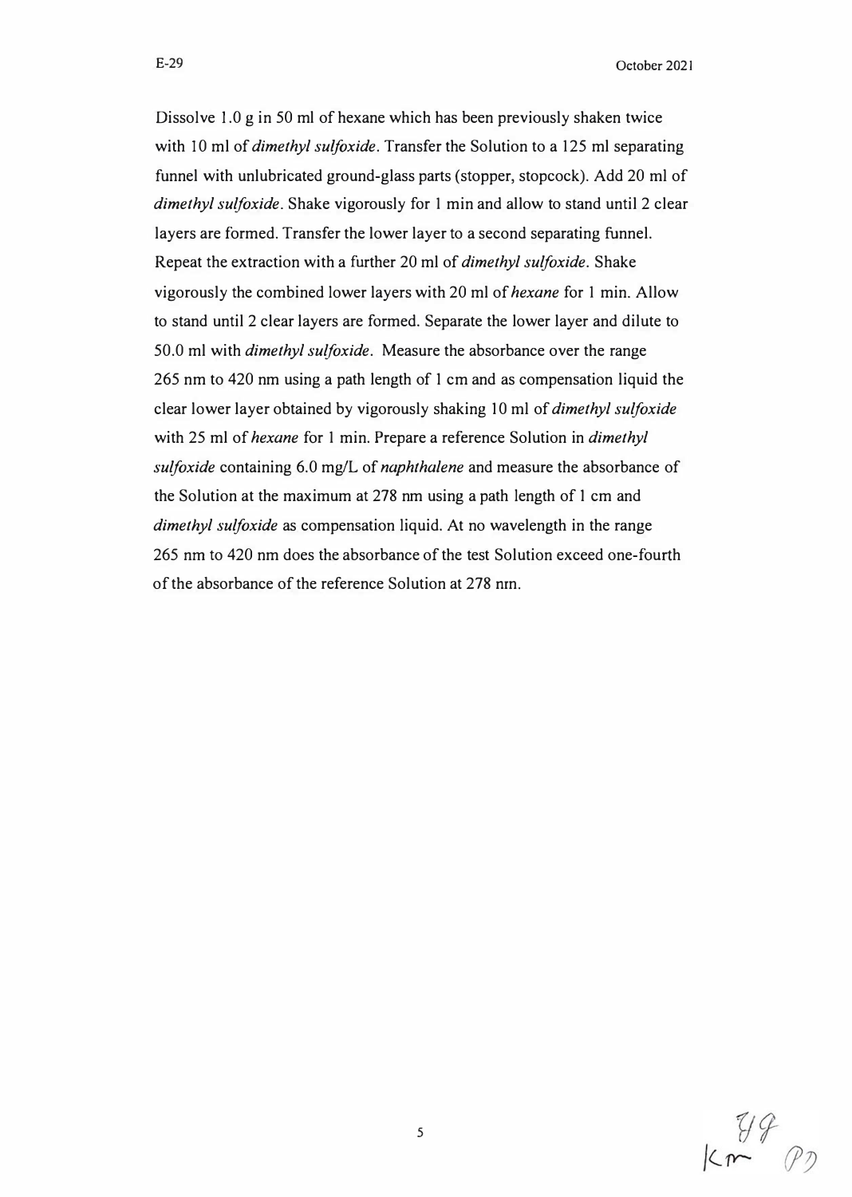Dissolve 1.0 g in 50 ml of hexane which has been previously shaken twice with 10 ml of *dimethyl sulfoxide*. Transfer the Solution to a 125 ml separating funnel with unlubricated ground-glass parts (stopper, stopcock). Add 20 ml of *dimethyl sulfoxide*. Shake vigorously for 1 min and allow to stand until 2 clear layers are formed. Transfer the lower layer to a second separating funnel. Repeat the extraction with a further 20 ml of *dimethyl sulfoxide*. Shake vigorously the combined lower layers with 20 ml of *hexane* for 1 min. Allow to stand until 2 clear layers are formed. Separate the lower layer and dilute to 50.0 ml with *dimethyl sulfoxide*. Measure the absorbance over the range 265 nm to 420 nm using a path length of 1 cm and as compensation liquid the clear lower layer obtained by vigorously shaking 10 ml of *dimethyl sulfoxide* with 25 ml of *hexane* for 1 min. Prepare a reference Solution in *dimethyl sulfoxide* containing 6.0 mg/L of *naphthalene* and measure the absorbance of the Solution at the maximum at 278 nm using a path length of 1 cm and *dimethyl sulfoxide* as compensation liquid. At no wavelength in the range 265 nm to 420 nm does the absorbance of the test Solution exceed one-fourth of the absorbance of the reference Solution at 278 nm.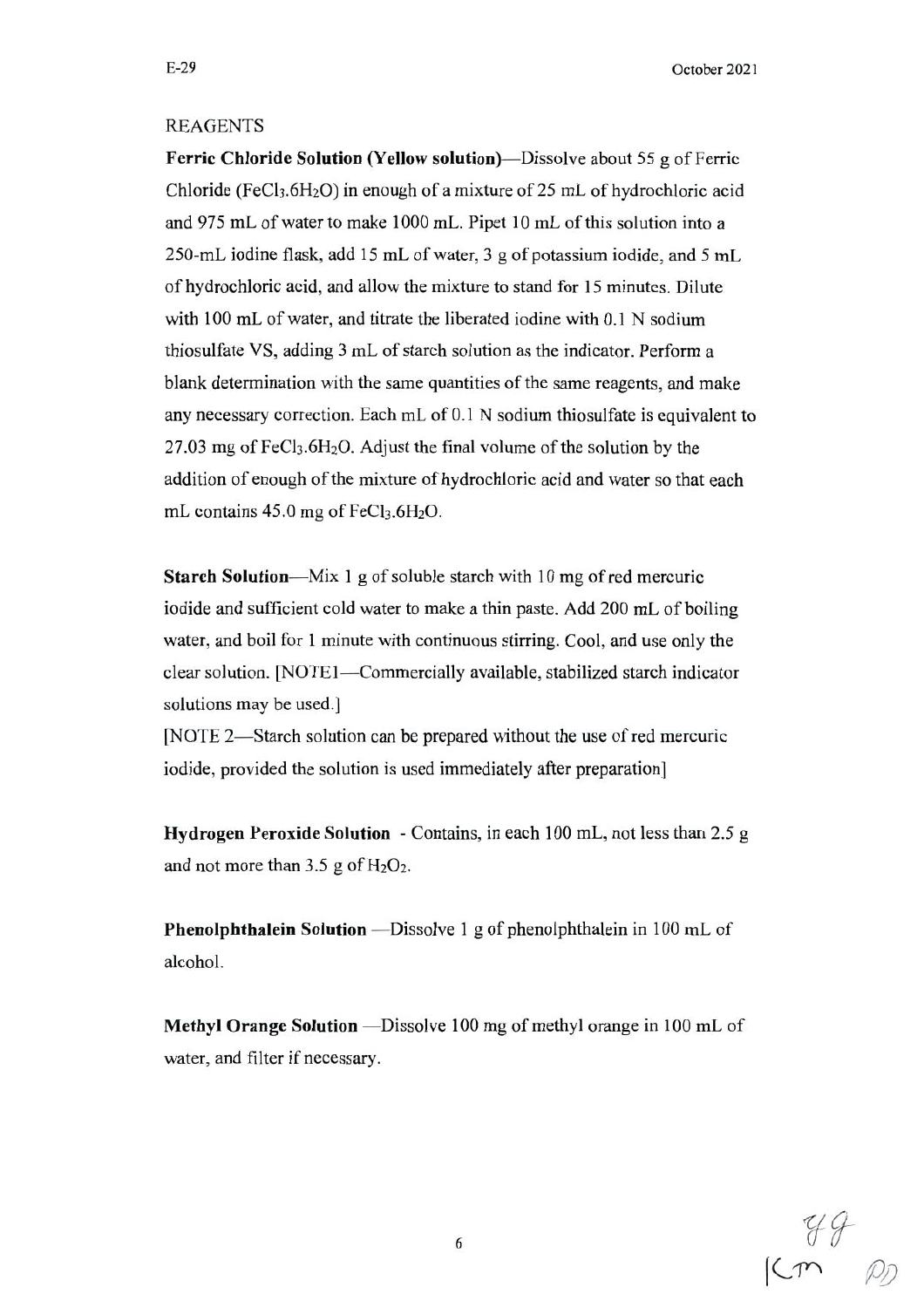## REAGENTS

**Ferric Chloride Solution (Yellow solution)**—Dissolve about 55 g of Ferric Chloride ($FeCl_3.6H_2O$) in enough of a mixture of 25 mL of hydrochloric acid and 975 mL of water to make 1000 mL. Pipet 10 mL of this solution into a 250-mL iodine flask, add 15 mL of water, 3 g of potassium iodide, and 5 mL of hydrochloric acid, and allow the mixture to stand for 15 minutes. Dilute with 100 mL of water, and titrate the liberated iodine with 0.1 N sodium thiosulfate VS, adding 3 mL of starch solution as the indicator. Perform a blank determination with the same quantities of the same reagents, and make any necessary correction. Each mL of 0.1 N sodium thiosulfate is equivalent to 27.03 mg of $FeCl_3.6H_2O$. Adjust the final volume of the solution by the addition of enough of the mixture of hydrochloric acid and water so that each mL contains 45.0 mg of $FeCl_3.6H_2O$.

**Starch Solution**—Mix 1 g of soluble starch with 10 mg of red mercuric iodide and sufficient cold water to make a thin paste. Add 200 mL of boiling water, and boil for 1 minute with continuous stirring. Cool, and use only the clear solution. [NOTE1—Commercially available, stabilized starch indicator solutions may be used.]

[NOTE 2—Starch solution can be prepared without the use of red mercuric iodide, provided the solution is used immediately after preparation]

**Hydrogen Peroxide Solution** - Contains, in each 100 mL, not less than 2.5 g and not more than 3.5 g of $H_2O_2$.

**Phenolphthalein Solution** —Dissolve 1 g of phenolphthalein in 100 mL of alcohol.

**Methyl Orange Solution** —Dissolve 100 mg of methyl orange in 100 mL of water, and filter if necessary.